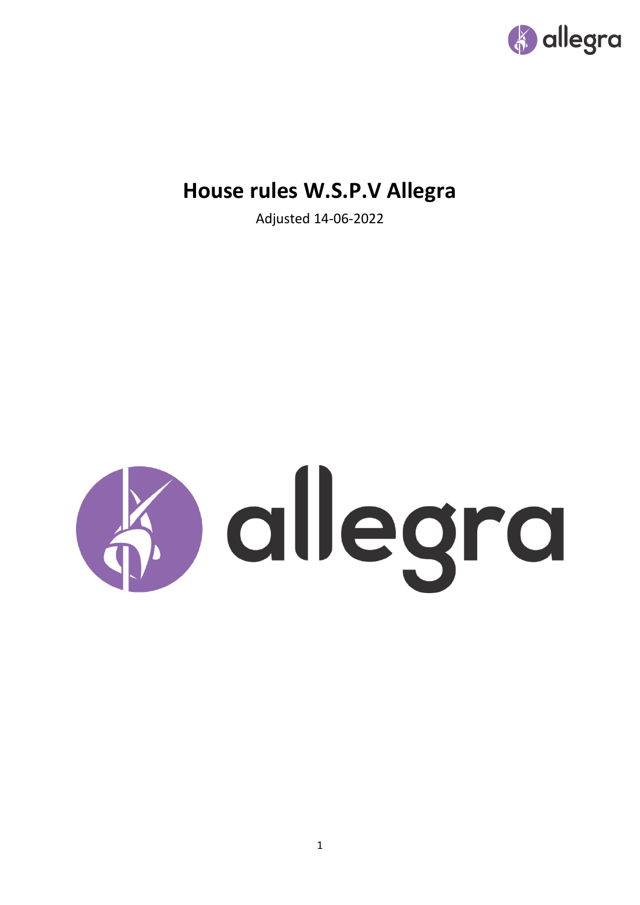# House rules W.S.P.V Allegra

Adjusted 14-06-2022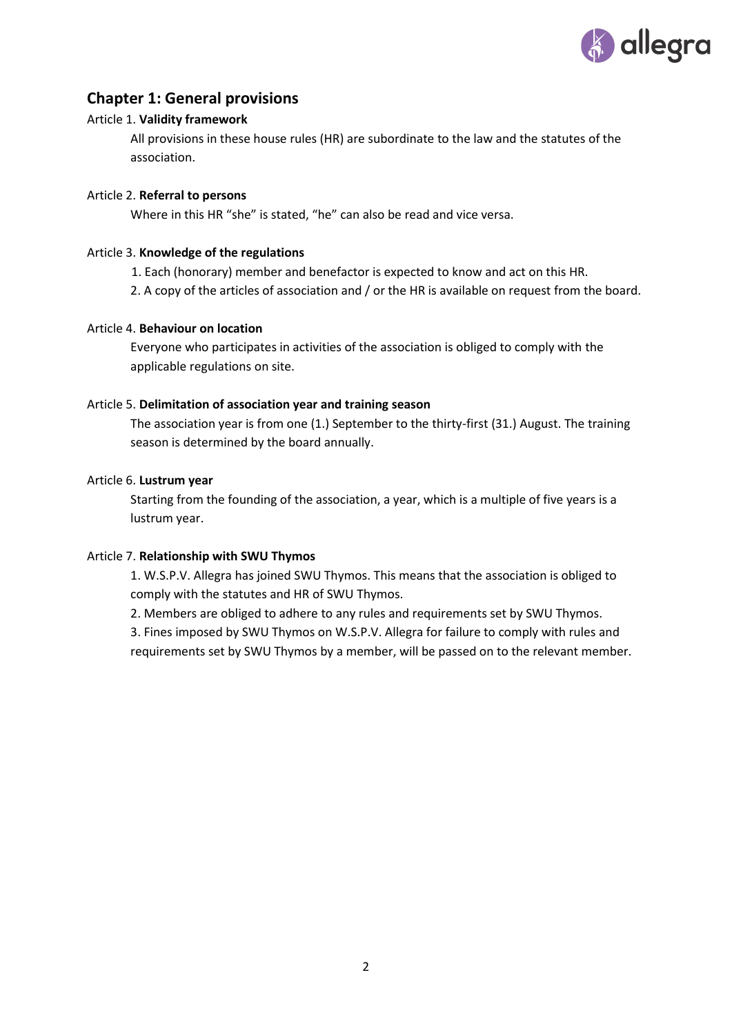## Chapter 1: General provisions

Article 1. **Validity framework**

All provisions in these house rules (HR) are subordinate to the law and the statutes of the association.

Article 2. **Referral to persons**

Where in this HR "she" is stated, "he" can also be read and vice versa.

Article 3. **Knowledge of the regulations**

1. Each (honorary) member and benefactor is expected to know and act on this HR.
2. A copy of the articles of association and / or the HR is available on request from the board.

Article 4. **Behaviour on location**

Everyone who participates in activities of the association is obliged to comply with the applicable regulations on site.

Article 5. **Delimitation of association year and training season**

The association year is from one (1.) September to the thirty-first (31.) August. The training season is determined by the board annually.

Article 6. **Lustrum year**

Starting from the founding of the association, a year, which is a multiple of five years is a lustrum year.

Article 7. **Relationship with SWU Thymos**

1. W.S.P.V. Allegra has joined SWU Thymos. This means that the association is obliged to comply with the statutes and HR of SWU Thymos.
2. Members are obliged to adhere to any rules and requirements set by SWU Thymos.
3. Fines imposed by SWU Thymos on W.S.P.V. Allegra for failure to comply with rules and requirements set by SWU Thymos by a member, will be passed on to the relevant member.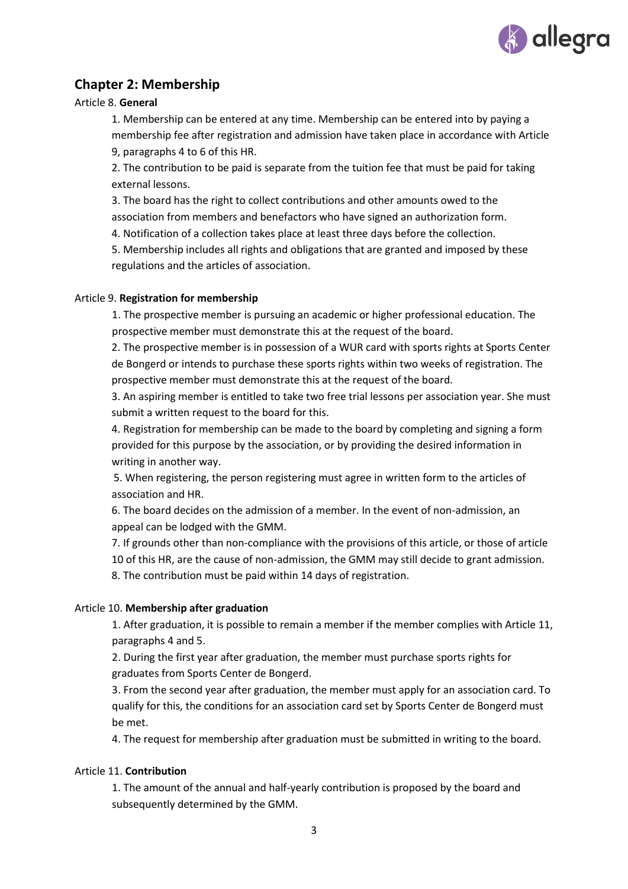## Chapter 2: Membership

Article 8. **General**

1. Membership can be entered at any time. Membership can be entered into by paying a membership fee after registration and admission have taken place in accordance with Article 9, paragraphs 4 to 6 of this HR.
2. The contribution to be paid is separate from the tuition fee that must be paid for taking external lessons.
3. The board has the right to collect contributions and other amounts owed to the association from members and benefactors who have signed an authorization form.
4. Notification of a collection takes place at least three days before the collection.
5. Membership includes all rights and obligations that are granted and imposed by these regulations and the articles of association.

Article 9. **Registration for membership**

1. The prospective member is pursuing an academic or higher professional education. The prospective member must demonstrate this at the request of the board.
2. The prospective member is in possession of a WUR card with sports rights at Sports Center de Bongerd or intends to purchase these sports rights within two weeks of registration. The prospective member must demonstrate this at the request of the board.
3. An aspiring member is entitled to take two free trial lessons per association year. She must submit a written request to the board for this.
4. Registration for membership can be made to the board by completing and signing a form provided for this purpose by the association, or by providing the desired information in writing in another way.
5. When registering, the person registering must agree in written form to the articles of association and HR.
6. The board decides on the admission of a member. In the event of non-admission, an appeal can be lodged with the GMM.
7. If grounds other than non-compliance with the provisions of this article, or those of article 10 of this HR, are the cause of non-admission, the GMM may still decide to grant admission.
8. The contribution must be paid within 14 days of registration.

Article 10. **Membership after graduation**

1. After graduation, it is possible to remain a member if the member complies with Article 11, paragraphs 4 and 5.
2. During the first year after graduation, the member must purchase sports rights for graduates from Sports Center de Bongerd.
3. From the second year after graduation, the member must apply for an association card. To qualify for this, the conditions for an association card set by Sports Center de Bongerd must be met.
4. The request for membership after graduation must be submitted in writing to the board.

Article 11. **Contribution**

1. The amount of the annual and half-yearly contribution is proposed by the board and subsequently determined by the GMM.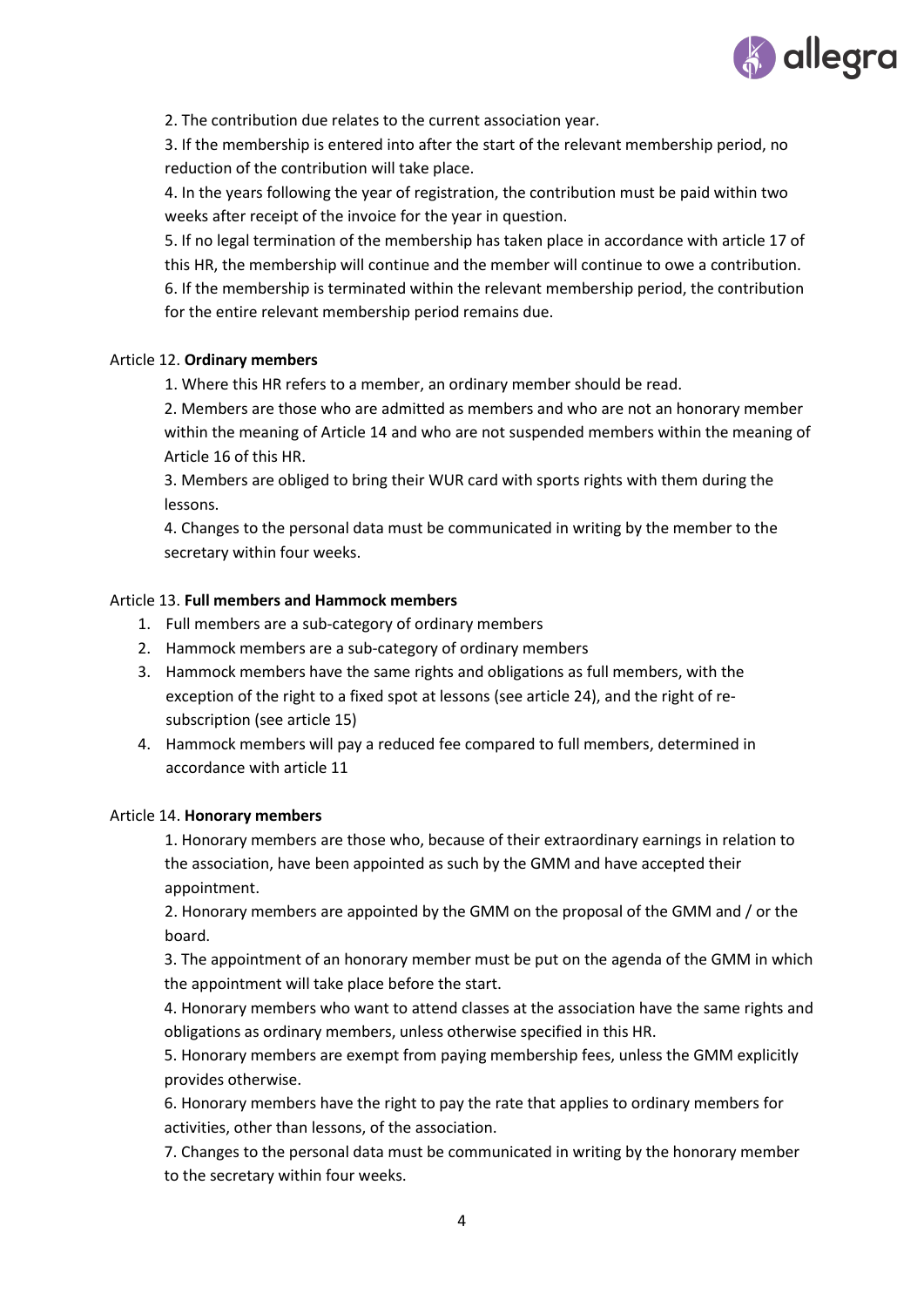2. The contribution due relates to the current association year.
3. If the membership is entered into after the start of the relevant membership period, no reduction of the contribution will take place.
4. In the years following the year of registration, the contribution must be paid within two weeks after receipt of the invoice for the year in question.
5. If no legal termination of the membership has taken place in accordance with article 17 of this HR, the membership will continue and the member will continue to owe a contribution.
6. If the membership is terminated within the relevant membership period, the contribution for the entire relevant membership period remains due.

Article 12. **Ordinary members**

1. Where this HR refers to a member, an ordinary member should be read.
2. Members are those who are admitted as members and who are not an honorary member within the meaning of Article 14 and who are not suspended members within the meaning of Article 16 of this HR.
3. Members are obliged to bring their WUR card with sports rights with them during the lessons.
4. Changes to the personal data must be communicated in writing by the member to the secretary within four weeks.

Article 13. **Full members and Hammock members**

1. Full members are a sub-category of ordinary members
2. Hammock members are a sub-category of ordinary members
3. Hammock members have the same rights and obligations as full members, with the exception of the right to a fixed spot at lessons (see article 24), and the right of re-subscription (see article 15)
4. Hammock members will pay a reduced fee compared to full members, determined in accordance with article 11

Article 14. **Honorary members**

1. Honorary members are those who, because of their extraordinary earnings in relation to the association, have been appointed as such by the GMM and have accepted their appointment.
2. Honorary members are appointed by the GMM on the proposal of the GMM and / or the board.
3. The appointment of an honorary member must be put on the agenda of the GMM in which the appointment will take place before the start.
4. Honorary members who want to attend classes at the association have the same rights and obligations as ordinary members, unless otherwise specified in this HR.
5. Honorary members are exempt from paying membership fees, unless the GMM explicitly provides otherwise.
6. Honorary members have the right to pay the rate that applies to ordinary members for activities, other than lessons, of the association.
7. Changes to the personal data must be communicated in writing by the honorary member to the secretary within four weeks.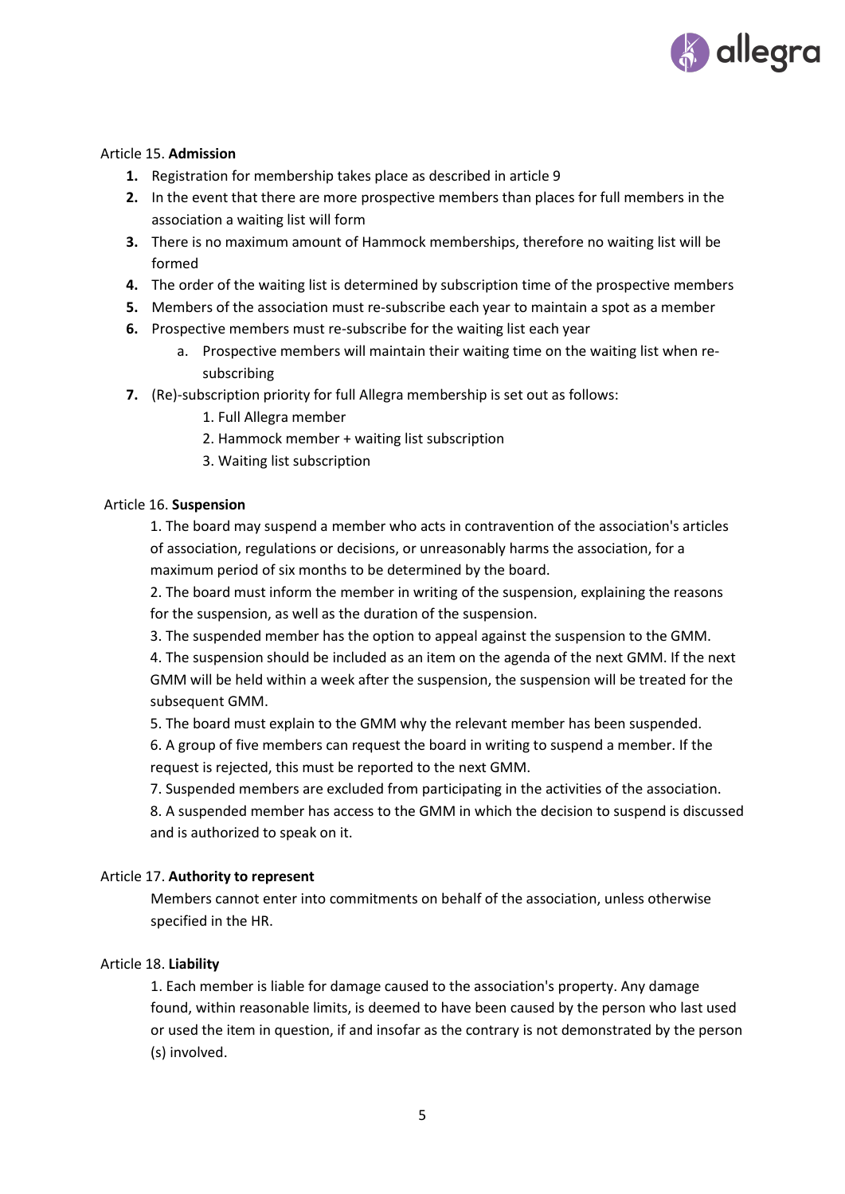Article 15. **Admission**

1. Registration for membership takes place as described in article 9
2. In the event that there are more prospective members than places for full members in the association a waiting list will form
3. There is no maximum amount of Hammock memberships, therefore no waiting list will be formed
4. The order of the waiting list is determined by subscription time of the prospective members
5. Members of the association must re-subscribe each year to maintain a spot as a member
6. Prospective members must re-subscribe for the waiting list each year
   a. Prospective members will maintain their waiting time on the waiting list when re-subscribing
7. (Re)-subscription priority for full Allegra membership is set out as follows:
   1. Full Allegra member
   2. Hammock member + waiting list subscription
   3. Waiting list subscription

Article 16. **Suspension**

1. The board may suspend a member who acts in contravention of the association's articles of association, regulations or decisions, or unreasonably harms the association, for a maximum period of six months to be determined by the board.
2. The board must inform the member in writing of the suspension, explaining the reasons for the suspension, as well as the duration of the suspension.
3. The suspended member has the option to appeal against the suspension to the GMM.
4. The suspension should be included as an item on the agenda of the next GMM. If the next GMM will be held within a week after the suspension, the suspension will be treated for the subsequent GMM.
5. The board must explain to the GMM why the relevant member has been suspended.
6. A group of five members can request the board in writing to suspend a member. If the request is rejected, this must be reported to the next GMM.
7. Suspended members are excluded from participating in the activities of the association.
8. A suspended member has access to the GMM in which the decision to suspend is discussed and is authorized to speak on it.

Article 17. **Authority to represent**

Members cannot enter into commitments on behalf of the association, unless otherwise specified in the HR.

Article 18. **Liability**

1. Each member is liable for damage caused to the association's property. Any damage found, within reasonable limits, is deemed to have been caused by the person who last used or used the item in question, if and insofar as the contrary is not demonstrated by the person (s) involved.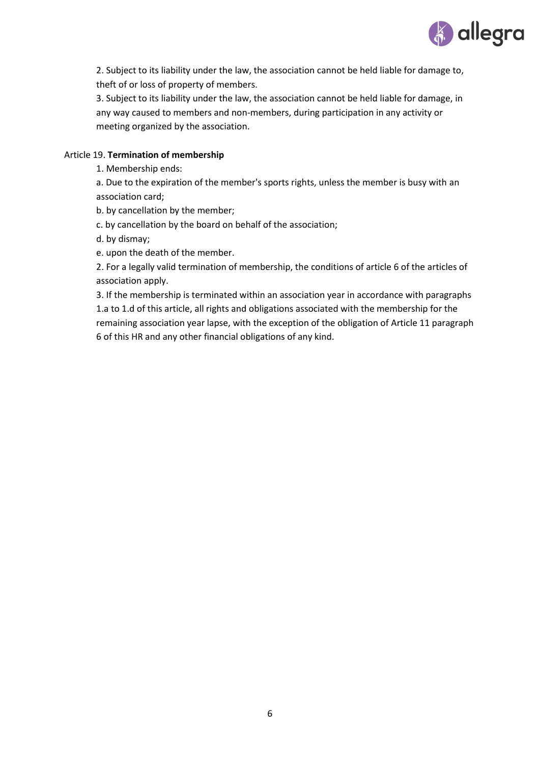2. Subject to its liability under the law, the association cannot be held liable for damage to, theft of or loss of property of members.

3. Subject to its liability under the law, the association cannot be held liable for damage, in any way caused to members and non-members, during participation in any activity or meeting organized by the association.

Article 19. **Termination of membership**

1. Membership ends:

a. Due to the expiration of the member's sports rights, unless the member is busy with an association card;

b. by cancellation by the member;

c. by cancellation by the board on behalf of the association;

d. by dismay;

e. upon the death of the member.

2. For a legally valid termination of membership, the conditions of article 6 of the articles of association apply.

3. If the membership is terminated within an association year in accordance with paragraphs 1.a to 1.d of this article, all rights and obligations associated with the membership for the remaining association year lapse, with the exception of the obligation of Article 11 paragraph 6 of this HR and any other financial obligations of any kind.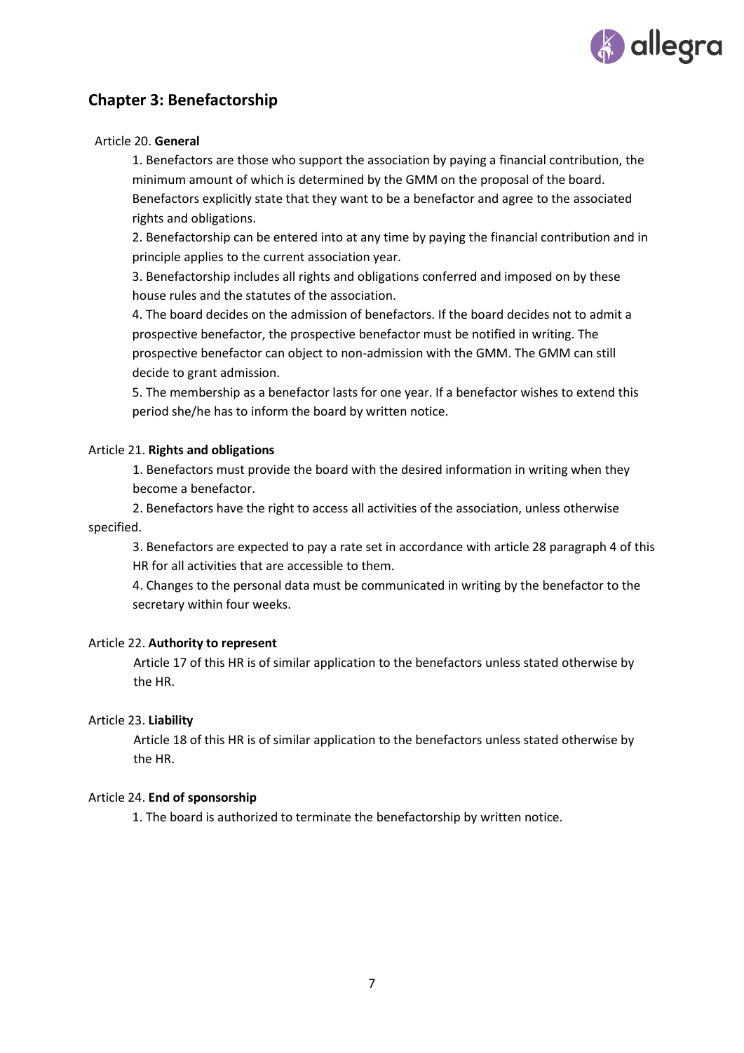## Chapter 3: Benefactorship

Article 20. **General**

1. Benefactors are those who support the association by paying a financial contribution, the minimum amount of which is determined by the GMM on the proposal of the board. Benefactors explicitly state that they want to be a benefactor and agree to the associated rights and obligations.
2. Benefactorship can be entered into at any time by paying the financial contribution and in principle applies to the current association year.
3. Benefactorship includes all rights and obligations conferred and imposed on by these house rules and the statutes of the association.
4. The board decides on the admission of benefactors. If the board decides not to admit a prospective benefactor, the prospective benefactor must be notified in writing. The prospective benefactor can object to non-admission with the GMM. The GMM can still decide to grant admission.
5. The membership as a benefactor lasts for one year. If a benefactor wishes to extend this period she/he has to inform the board by written notice.

Article 21. **Rights and obligations**

1. Benefactors must provide the board with the desired information in writing when they become a benefactor.
2. Benefactors have the right to access all activities of the association, unless otherwise specified.
3. Benefactors are expected to pay a rate set in accordance with article 28 paragraph 4 of this HR for all activities that are accessible to them.
4. Changes to the personal data must be communicated in writing by the benefactor to the secretary within four weeks.

Article 22. **Authority to represent**

Article 17 of this HR is of similar application to the benefactors unless stated otherwise by the HR.

Article 23. **Liability**

Article 18 of this HR is of similar application to the benefactors unless stated otherwise by the HR.

Article 24. **End of sponsorship**

1. The board is authorized to terminate the benefactorship by written notice.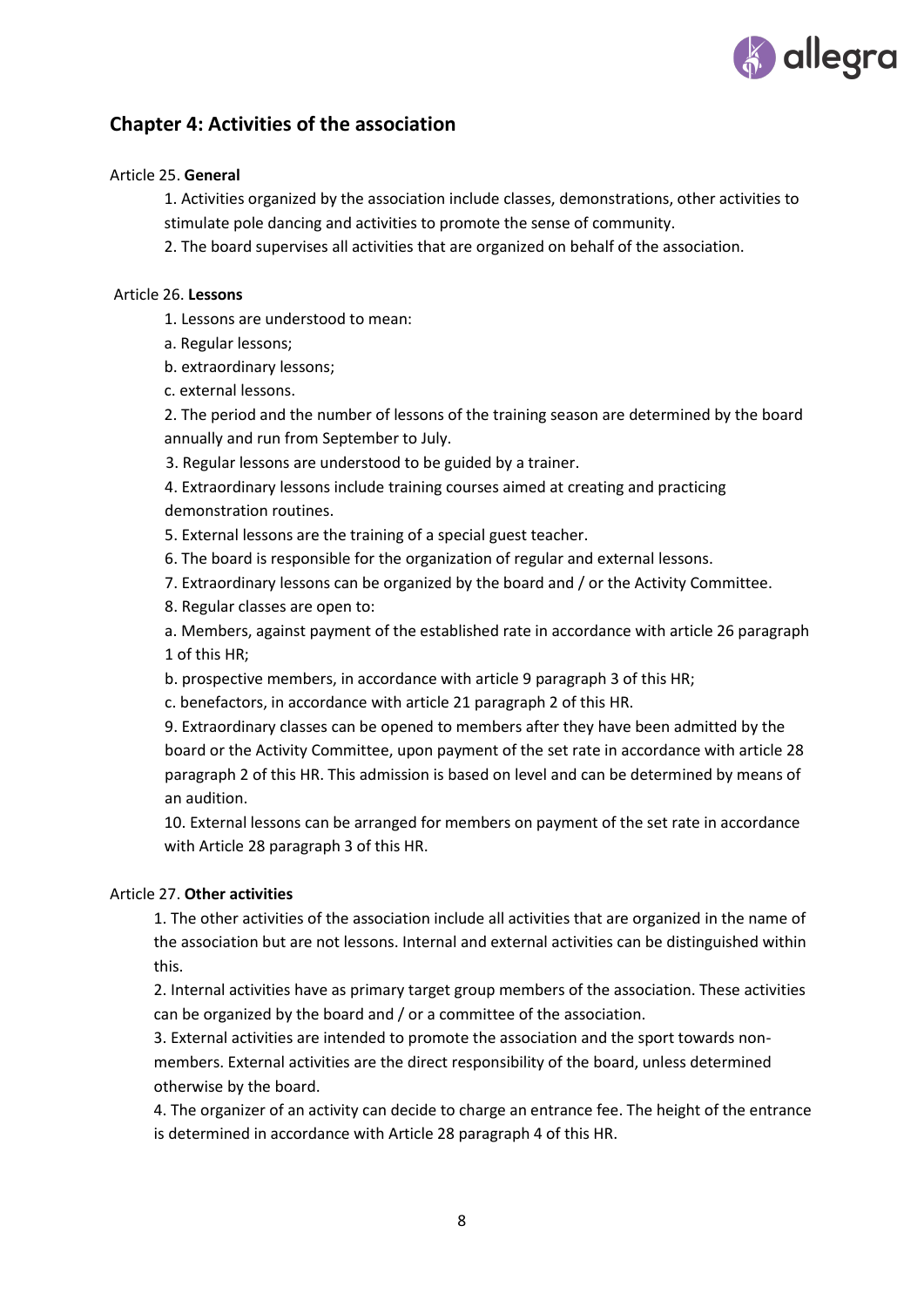## Chapter 4: Activities of the association

Article 25. **General**

1. Activities organized by the association include classes, demonstrations, other activities to stimulate pole dancing and activities to promote the sense of community.
2. The board supervises all activities that are organized on behalf of the association.

Article 26. **Lessons**

1. Lessons are understood to mean:

   a. Regular lessons;

   b. extraordinary lessons;

   c. external lessons.
2. The period and the number of lessons of the training season are determined by the board annually and run from September to July.
3. Regular lessons are understood to be guided by a trainer.
4. Extraordinary lessons include training courses aimed at creating and practicing demonstration routines.
5. External lessons are the training of a special guest teacher.
6. The board is responsible for the organization of regular and external lessons.
7. Extraordinary lessons can be organized by the board and / or the Activity Committee.
8. Regular classes are open to:

   a. Members, against payment of the established rate in accordance with article 26 paragraph 1 of this HR;

   b. prospective members, in accordance with article 9 paragraph 3 of this HR;

   c. benefactors, in accordance with article 21 paragraph 2 of this HR.
9. Extraordinary classes can be opened to members after they have been admitted by the board or the Activity Committee, upon payment of the set rate in accordance with article 28 paragraph 2 of this HR. This admission is based on level and can be determined by means of an audition.
10. External lessons can be arranged for members on payment of the set rate in accordance with Article 28 paragraph 3 of this HR.

Article 27. **Other activities**

1. The other activities of the association include all activities that are organized in the name of the association but are not lessons. Internal and external activities can be distinguished within this.
2. Internal activities have as primary target group members of the association. These activities can be organized by the board and / or a committee of the association.
3. External activities are intended to promote the association and the sport towards non-members. External activities are the direct responsibility of the board, unless determined otherwise by the board.
4. The organizer of an activity can decide to charge an entrance fee. The height of the entrance is determined in accordance with Article 28 paragraph 4 of this HR.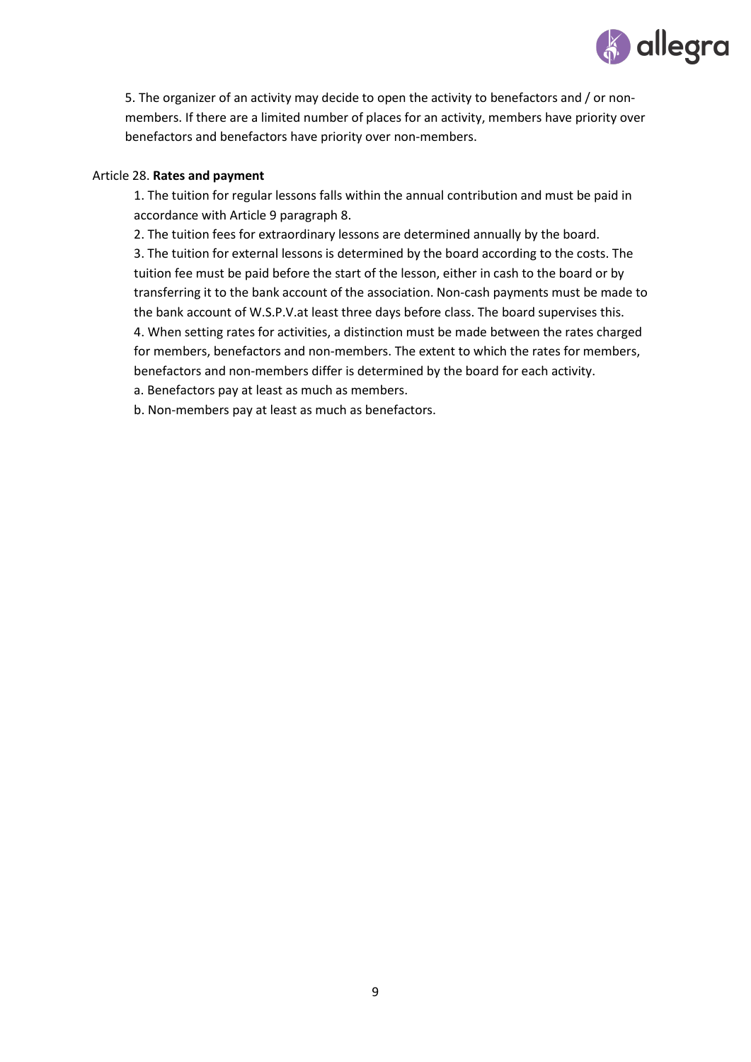5. The organizer of an activity may decide to open the activity to benefactors and / or non-members. If there are a limited number of places for an activity, members have priority over benefactors and benefactors have priority over non-members.

Article 28. **Rates and payment**

1. The tuition for regular lessons falls within the annual contribution and must be paid in accordance with Article 9 paragraph 8.
2. The tuition fees for extraordinary lessons are determined annually by the board.
3. The tuition for external lessons is determined by the board according to the costs. The tuition fee must be paid before the start of the lesson, either in cash to the board or by transferring it to the bank account of the association. Non-cash payments must be made to the bank account of W.S.P.V.at least three days before class. The board supervises this.
4. When setting rates for activities, a distinction must be made between the rates charged for members, benefactors and non-members. The extent to which the rates for members, benefactors and non-members differ is determined by the board for each activity.
   a. Benefactors pay at least as much as members.
   b. Non-members pay at least as much as benefactors.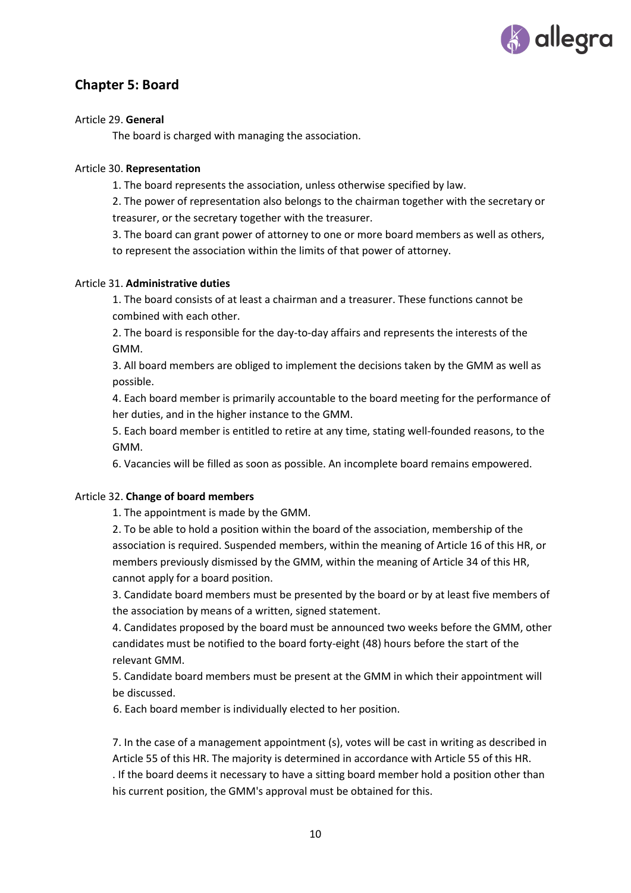## Chapter 5: Board

Article 29. **General**

The board is charged with managing the association.

Article 30. **Representation**

1. The board represents the association, unless otherwise specified by law.
2. The power of representation also belongs to the chairman together with the secretary or treasurer, or the secretary together with the treasurer.
3. The board can grant power of attorney to one or more board members as well as others, to represent the association within the limits of that power of attorney.

Article 31. **Administrative duties**

1. The board consists of at least a chairman and a treasurer. These functions cannot be combined with each other.
2. The board is responsible for the day-to-day affairs and represents the interests of the GMM.
3. All board members are obliged to implement the decisions taken by the GMM as well as possible.
4. Each board member is primarily accountable to the board meeting for the performance of her duties, and in the higher instance to the GMM.
5. Each board member is entitled to retire at any time, stating well-founded reasons, to the GMM.
6. Vacancies will be filled as soon as possible. An incomplete board remains empowered.

Article 32. **Change of board members**

1. The appointment is made by the GMM.
2. To be able to hold a position within the board of the association, membership of the association is required. Suspended members, within the meaning of Article 16 of this HR, or members previously dismissed by the GMM, within the meaning of Article 34 of this HR, cannot apply for a board position.
3. Candidate board members must be presented by the board or by at least five members of the association by means of a written, signed statement.
4. Candidates proposed by the board must be announced two weeks before the GMM, other candidates must be notified to the board forty-eight (48) hours before the start of the relevant GMM.
5. Candidate board members must be present at the GMM in which their appointment will be discussed.
6. Each board member is individually elected to her position.
7. In the case of a management appointment (s), votes will be cast in writing as described in Article 55 of this HR. The majority is determined in accordance with Article 55 of this HR.

. If the board deems it necessary to have a sitting board member hold a position other than his current position, the GMM's approval must be obtained for this.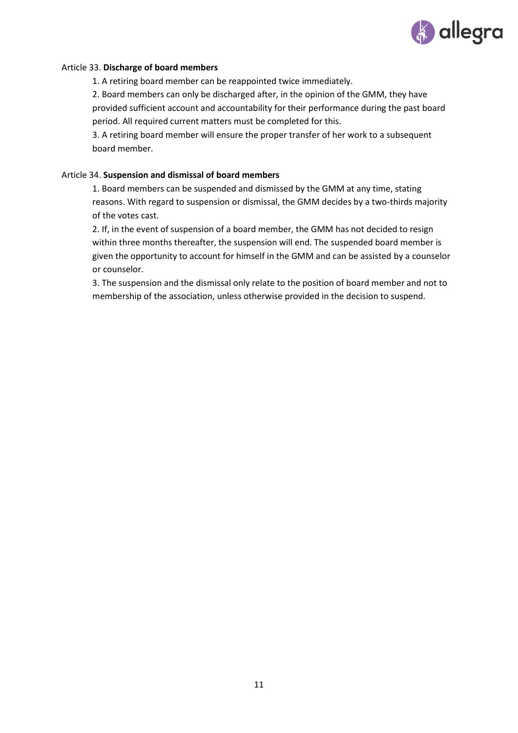Article 33. **Discharge of board members**

1. A retiring board member can be reappointed twice immediately.
2. Board members can only be discharged after, in the opinion of the GMM, they have provided sufficient account and accountability for their performance during the past board period. All required current matters must be completed for this.
3. A retiring board member will ensure the proper transfer of her work to a subsequent board member.

Article 34. **Suspension and dismissal of board members**

1. Board members can be suspended and dismissed by the GMM at any time, stating reasons. With regard to suspension or dismissal, the GMM decides by a two-thirds majority of the votes cast.
2. If, in the event of suspension of a board member, the GMM has not decided to resign within three months thereafter, the suspension will end. The suspended board member is given the opportunity to account for himself in the GMM and can be assisted by a counselor or counselor.
3. The suspension and the dismissal only relate to the position of board member and not to membership of the association, unless otherwise provided in the decision to suspend.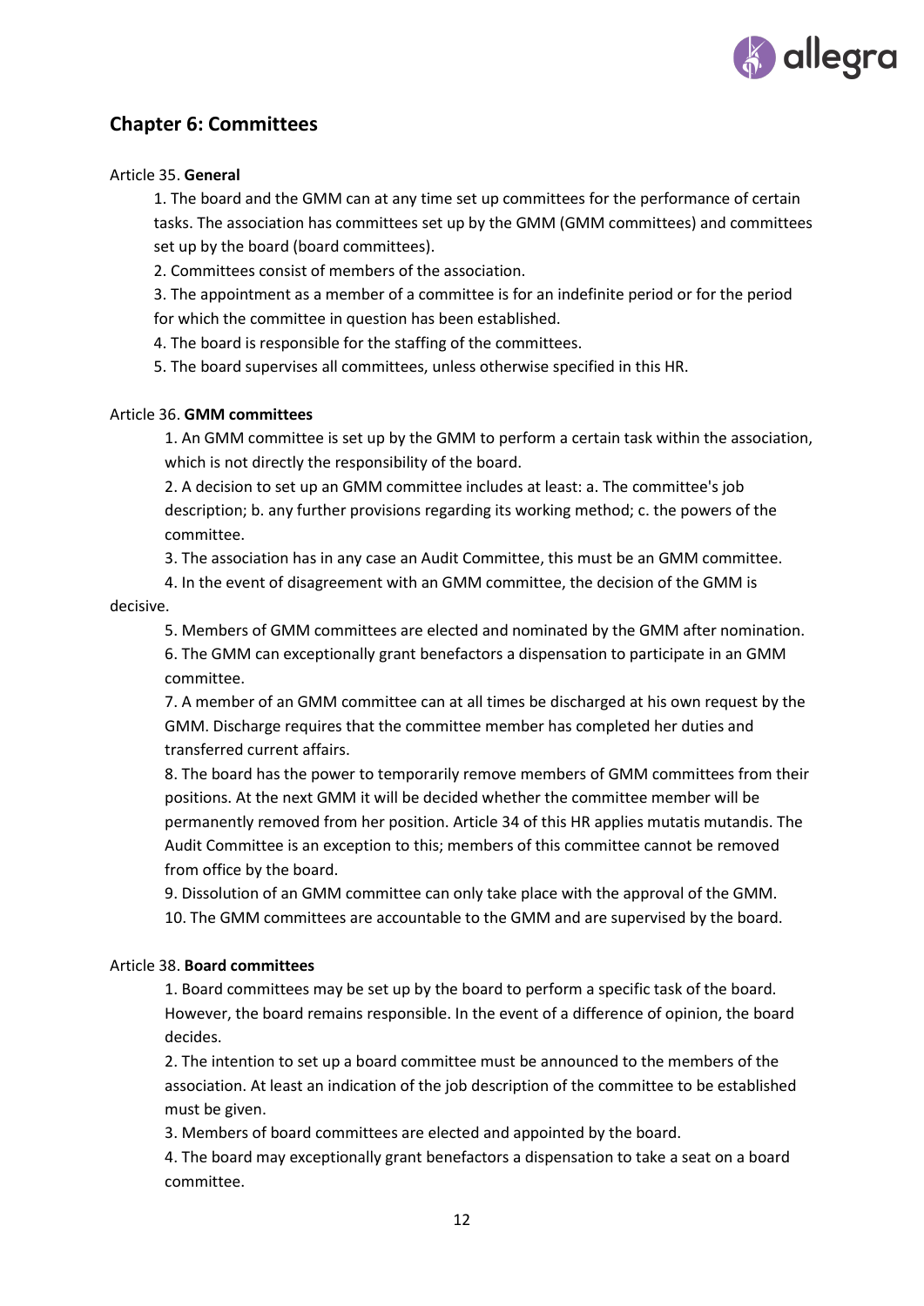## Chapter 6: Committees

Article 35. **General**

1. The board and the GMM can at any time set up committees for the performance of certain tasks. The association has committees set up by the GMM (GMM committees) and committees set up by the board (board committees).
2. Committees consist of members of the association.
3. The appointment as a member of a committee is for an indefinite period or for the period for which the committee in question has been established.
4. The board is responsible for the staffing of the committees.
5. The board supervises all committees, unless otherwise specified in this HR.

Article 36. **GMM committees**

1. An GMM committee is set up by the GMM to perform a certain task within the association, which is not directly the responsibility of the board.
2. A decision to set up an GMM committee includes at least: a. The committee's job description; b. any further provisions regarding its working method; c. the powers of the committee.
3. The association has in any case an Audit Committee, this must be an GMM committee.
4. In the event of disagreement with an GMM committee, the decision of the GMM is decisive.
5. Members of GMM committees are elected and nominated by the GMM after nomination.
6. The GMM can exceptionally grant benefactors a dispensation to participate in an GMM committee.
7. A member of an GMM committee can at all times be discharged at his own request by the GMM. Discharge requires that the committee member has completed her duties and transferred current affairs.
8. The board has the power to temporarily remove members of GMM committees from their positions. At the next GMM it will be decided whether the committee member will be permanently removed from her position. Article 34 of this HR applies mutatis mutandis. The Audit Committee is an exception to this; members of this committee cannot be removed from office by the board.
9. Dissolution of an GMM committee can only take place with the approval of the GMM.
10. The GMM committees are accountable to the GMM and are supervised by the board.

Article 38. **Board committees**

1. Board committees may be set up by the board to perform a specific task of the board. However, the board remains responsible. In the event of a difference of opinion, the board decides.
2. The intention to set up a board committee must be announced to the members of the association. At least an indication of the job description of the committee to be established must be given.
3. Members of board committees are elected and appointed by the board.
4. The board may exceptionally grant benefactors a dispensation to take a seat on a board committee.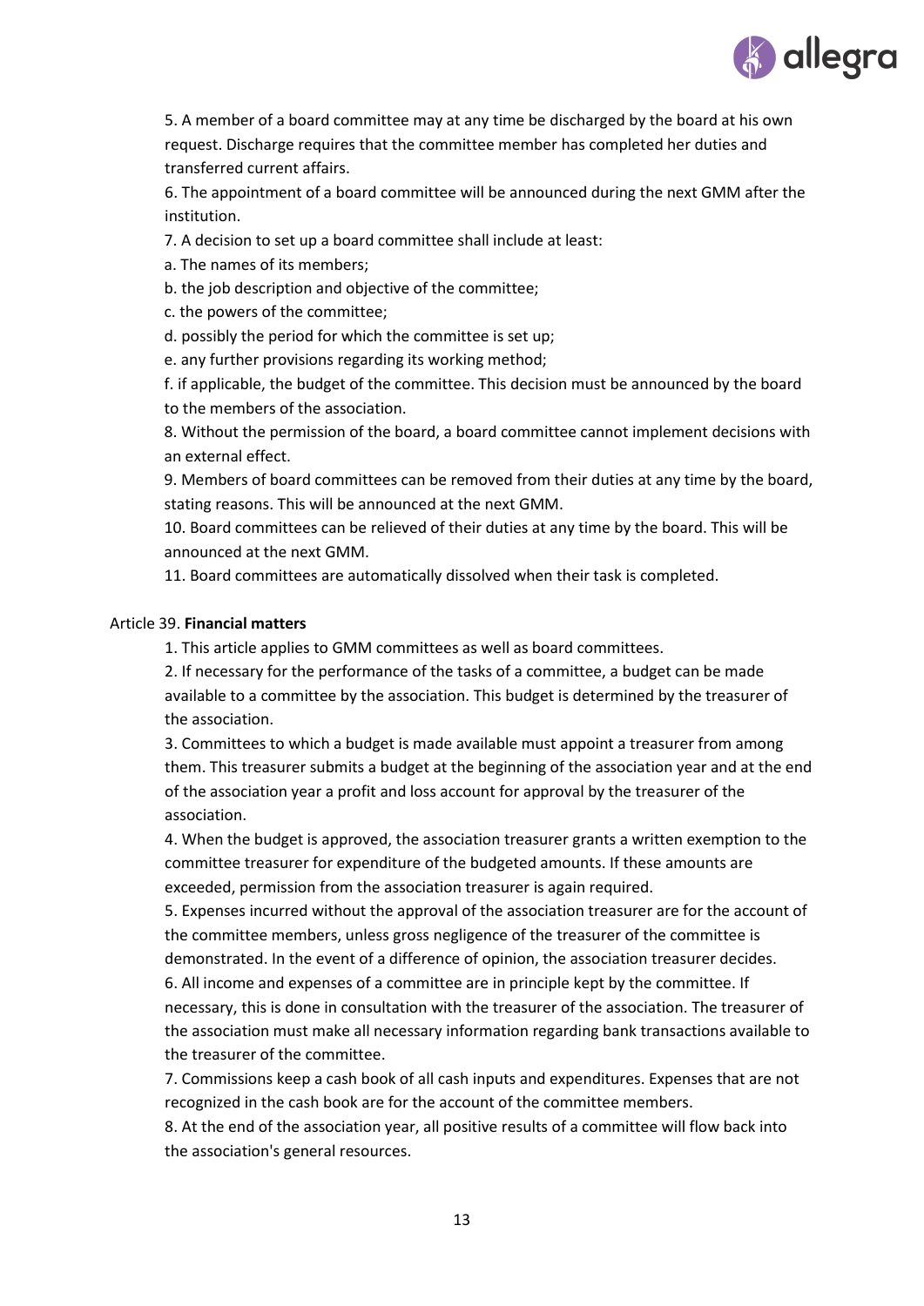5. A member of a board committee may at any time be discharged by the board at his own request. Discharge requires that the committee member has completed her duties and transferred current affairs.

6. The appointment of a board committee will be announced during the next GMM after the institution.

7. A decision to set up a board committee shall include at least:

a. The names of its members;

b. the job description and objective of the committee;

c. the powers of the committee;

d. possibly the period for which the committee is set up;

e. any further provisions regarding its working method;

f. if applicable, the budget of the committee. This decision must be announced by the board to the members of the association.

8. Without the permission of the board, a board committee cannot implement decisions with an external effect.

9. Members of board committees can be removed from their duties at any time by the board, stating reasons. This will be announced at the next GMM.

10. Board committees can be relieved of their duties at any time by the board. This will be announced at the next GMM.

11. Board committees are automatically dissolved when their task is completed.

Article 39. **Financial matters**

1. This article applies to GMM committees as well as board committees.

2. If necessary for the performance of the tasks of a committee, a budget can be made available to a committee by the association. This budget is determined by the treasurer of the association.

3. Committees to which a budget is made available must appoint a treasurer from among them. This treasurer submits a budget at the beginning of the association year and at the end of the association year a profit and loss account for approval by the treasurer of the association.

4. When the budget is approved, the association treasurer grants a written exemption to the committee treasurer for expenditure of the budgeted amounts. If these amounts are exceeded, permission from the association treasurer is again required.

5. Expenses incurred without the approval of the association treasurer are for the account of the committee members, unless gross negligence of the treasurer of the committee is demonstrated. In the event of a difference of opinion, the association treasurer decides.

6. All income and expenses of a committee are in principle kept by the committee. If necessary, this is done in consultation with the treasurer of the association. The treasurer of the association must make all necessary information regarding bank transactions available to the treasurer of the committee.

7. Commissions keep a cash book of all cash inputs and expenditures. Expenses that are not recognized in the cash book are for the account of the committee members.

8. At the end of the association year, all positive results of a committee will flow back into the association's general resources.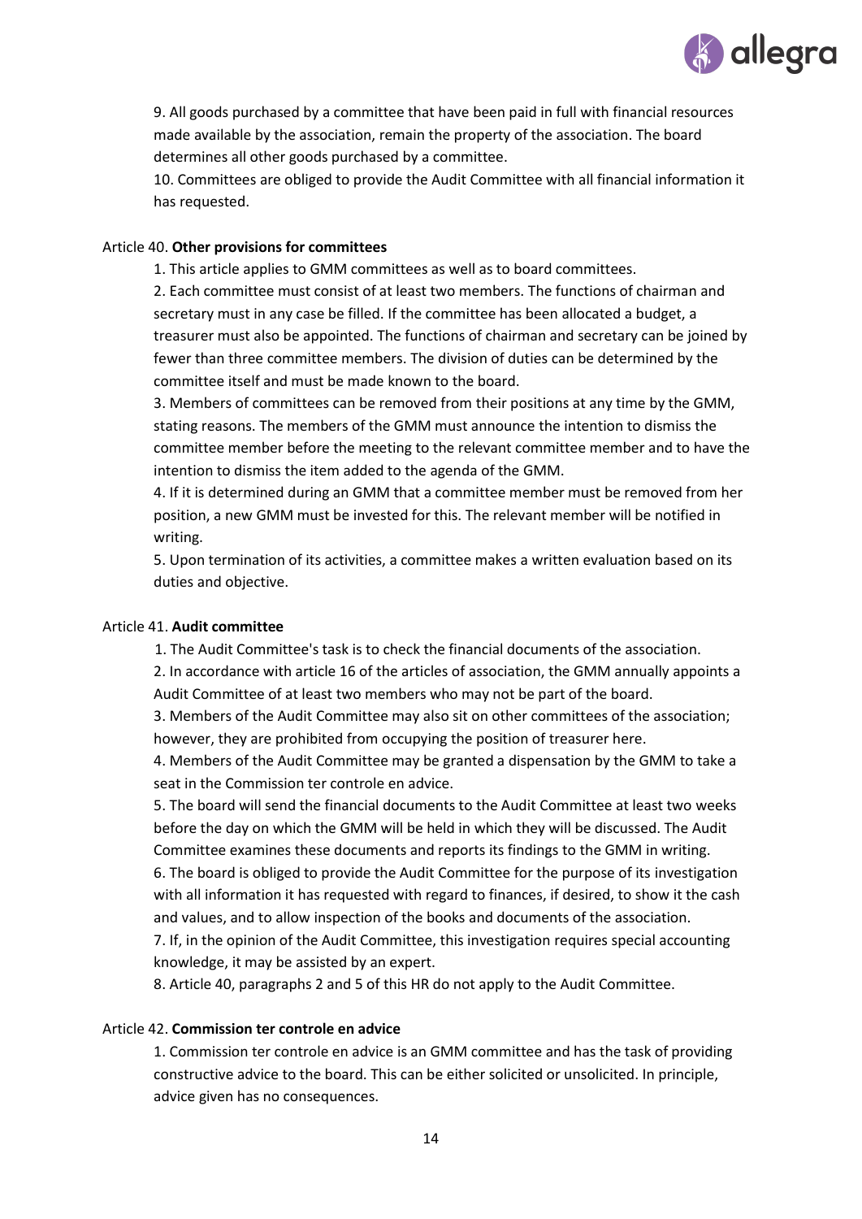9. All goods purchased by a committee that have been paid in full with financial resources made available by the association, remain the property of the association. The board determines all other goods purchased by a committee.
10. Committees are obliged to provide the Audit Committee with all financial information it has requested.

Article 40. **Other provisions for committees**

1. This article applies to GMM committees as well as to board committees.
2. Each committee must consist of at least two members. The functions of chairman and secretary must in any case be filled. If the committee has been allocated a budget, a treasurer must also be appointed. The functions of chairman and secretary can be joined by fewer than three committee members. The division of duties can be determined by the committee itself and must be made known to the board.
3. Members of committees can be removed from their positions at any time by the GMM, stating reasons. The members of the GMM must announce the intention to dismiss the committee member before the meeting to the relevant committee member and to have the intention to dismiss the item added to the agenda of the GMM.
4. If it is determined during an GMM that a committee member must be removed from her position, a new GMM must be invested for this. The relevant member will be notified in writing.
5. Upon termination of its activities, a committee makes a written evaluation based on its duties and objective.

Article 41. **Audit committee**

1. The Audit Committee's task is to check the financial documents of the association.
2. In accordance with article 16 of the articles of association, the GMM annually appoints a Audit Committee of at least two members who may not be part of the board.
3. Members of the Audit Committee may also sit on other committees of the association; however, they are prohibited from occupying the position of treasurer here.
4. Members of the Audit Committee may be granted a dispensation by the GMM to take a seat in the Commission ter controle en advice.
5. The board will send the financial documents to the Audit Committee at least two weeks before the day on which the GMM will be held in which they will be discussed. The Audit Committee examines these documents and reports its findings to the GMM in writing.
6. The board is obliged to provide the Audit Committee for the purpose of its investigation with all information it has requested with regard to finances, if desired, to show it the cash and values, and to allow inspection of the books and documents of the association.
7. If, in the opinion of the Audit Committee, this investigation requires special accounting knowledge, it may be assisted by an expert.
8. Article 40, paragraphs 2 and 5 of this HR do not apply to the Audit Committee.

Article 42. **Commission ter controle en advice**

1. Commission ter controle en advice is an GMM committee and has the task of providing constructive advice to the board. This can be either solicited or unsolicited. In principle, advice given has no consequences.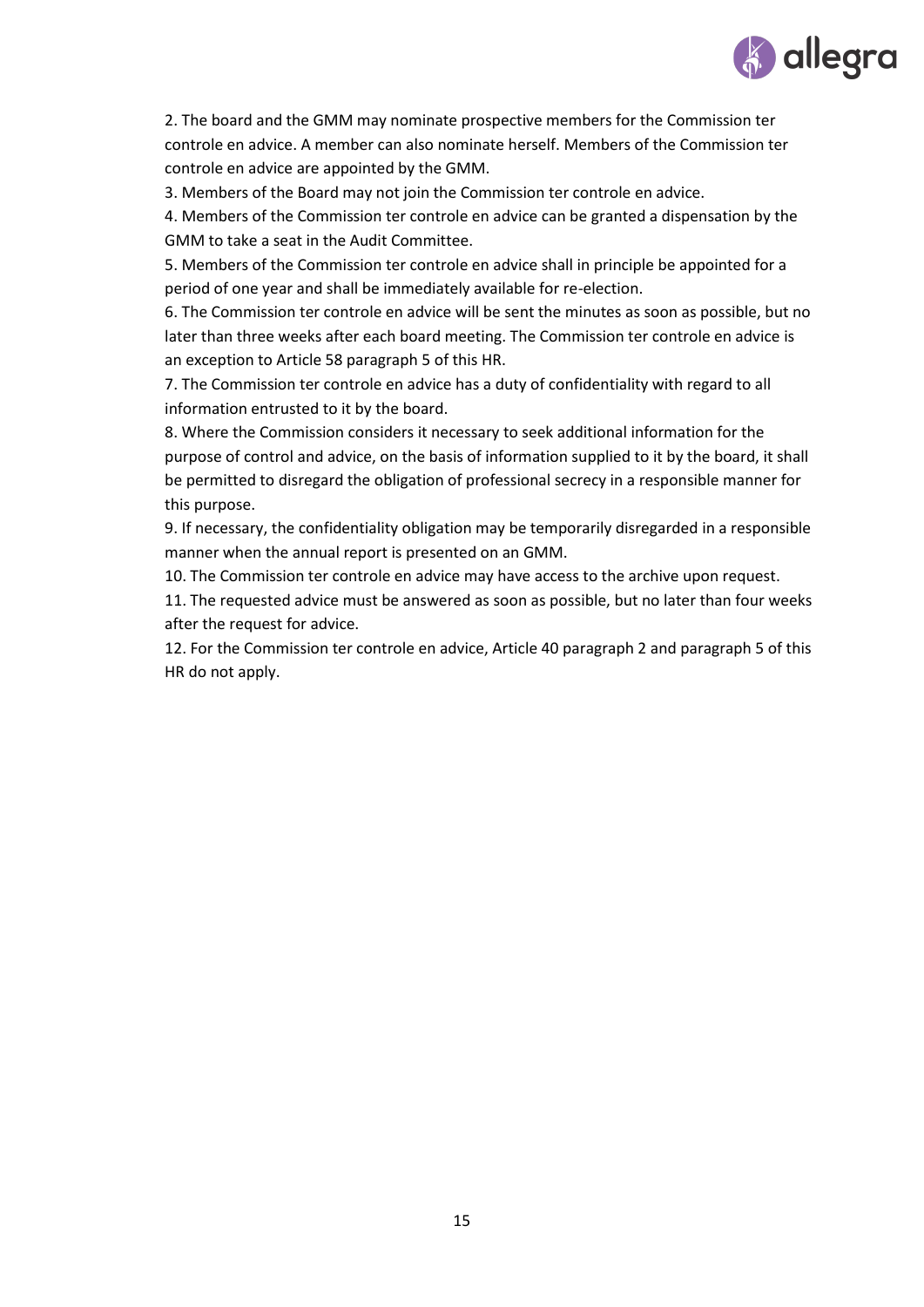2. The board and the GMM may nominate prospective members for the Commission ter controle en advice. A member can also nominate herself. Members of the Commission ter controle en advice are appointed by the GMM.

3. Members of the Board may not join the Commission ter controle en advice.

4. Members of the Commission ter controle en advice can be granted a dispensation by the GMM to take a seat in the Audit Committee.

5. Members of the Commission ter controle en advice shall in principle be appointed for a period of one year and shall be immediately available for re-election.

6. The Commission ter controle en advice will be sent the minutes as soon as possible, but no later than three weeks after each board meeting. The Commission ter controle en advice is an exception to Article 58 paragraph 5 of this HR.

7. The Commission ter controle en advice has a duty of confidentiality with regard to all information entrusted to it by the board.

8. Where the Commission considers it necessary to seek additional information for the purpose of control and advice, on the basis of information supplied to it by the board, it shall be permitted to disregard the obligation of professional secrecy in a responsible manner for this purpose.

9. If necessary, the confidentiality obligation may be temporarily disregarded in a responsible manner when the annual report is presented on an GMM.

10. The Commission ter controle en advice may have access to the archive upon request.

11. The requested advice must be answered as soon as possible, but no later than four weeks after the request for advice.

12. For the Commission ter controle en advice, Article 40 paragraph 2 and paragraph 5 of this HR do not apply.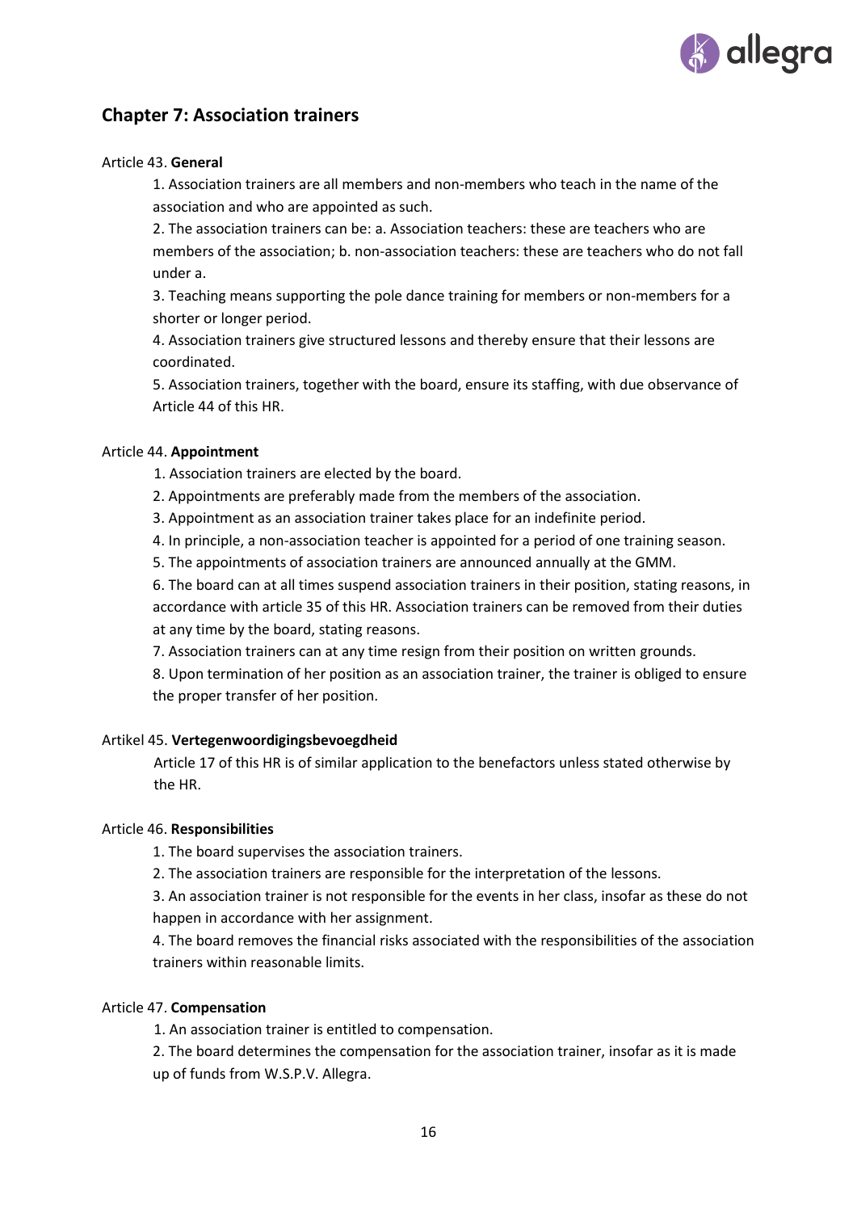## Chapter 7: Association trainers

Article 43. **General**

1. Association trainers are all members and non-members who teach in the name of the association and who are appointed as such.
2. The association trainers can be: a. Association teachers: these are teachers who are members of the association; b. non-association teachers: these are teachers who do not fall under a.
3. Teaching means supporting the pole dance training for members or non-members for a shorter or longer period.
4. Association trainers give structured lessons and thereby ensure that their lessons are coordinated.
5. Association trainers, together with the board, ensure its staffing, with due observance of Article 44 of this HR.

Article 44. **Appointment**

1. Association trainers are elected by the board.
2. Appointments are preferably made from the members of the association.
3. Appointment as an association trainer takes place for an indefinite period.
4. In principle, a non-association teacher is appointed for a period of one training season.
5. The appointments of association trainers are announced annually at the GMM.
6. The board can at all times suspend association trainers in their position, stating reasons, in accordance with article 35 of this HR. Association trainers can be removed from their duties at any time by the board, stating reasons.
7. Association trainers can at any time resign from their position on written grounds.
8. Upon termination of her position as an association trainer, the trainer is obliged to ensure the proper transfer of her position.

Artikel 45. **Vertegenwoordigingsbevoegdheid**

Article 17 of this HR is of similar application to the benefactors unless stated otherwise by the HR.

Article 46. **Responsibilities**

1. The board supervises the association trainers.
2. The association trainers are responsible for the interpretation of the lessons.
3. An association trainer is not responsible for the events in her class, insofar as these do not happen in accordance with her assignment.
4. The board removes the financial risks associated with the responsibilities of the association trainers within reasonable limits.

Article 47. **Compensation**

1. An association trainer is entitled to compensation.
2. The board determines the compensation for the association trainer, insofar as it is made up of funds from W.S.P.V. Allegra.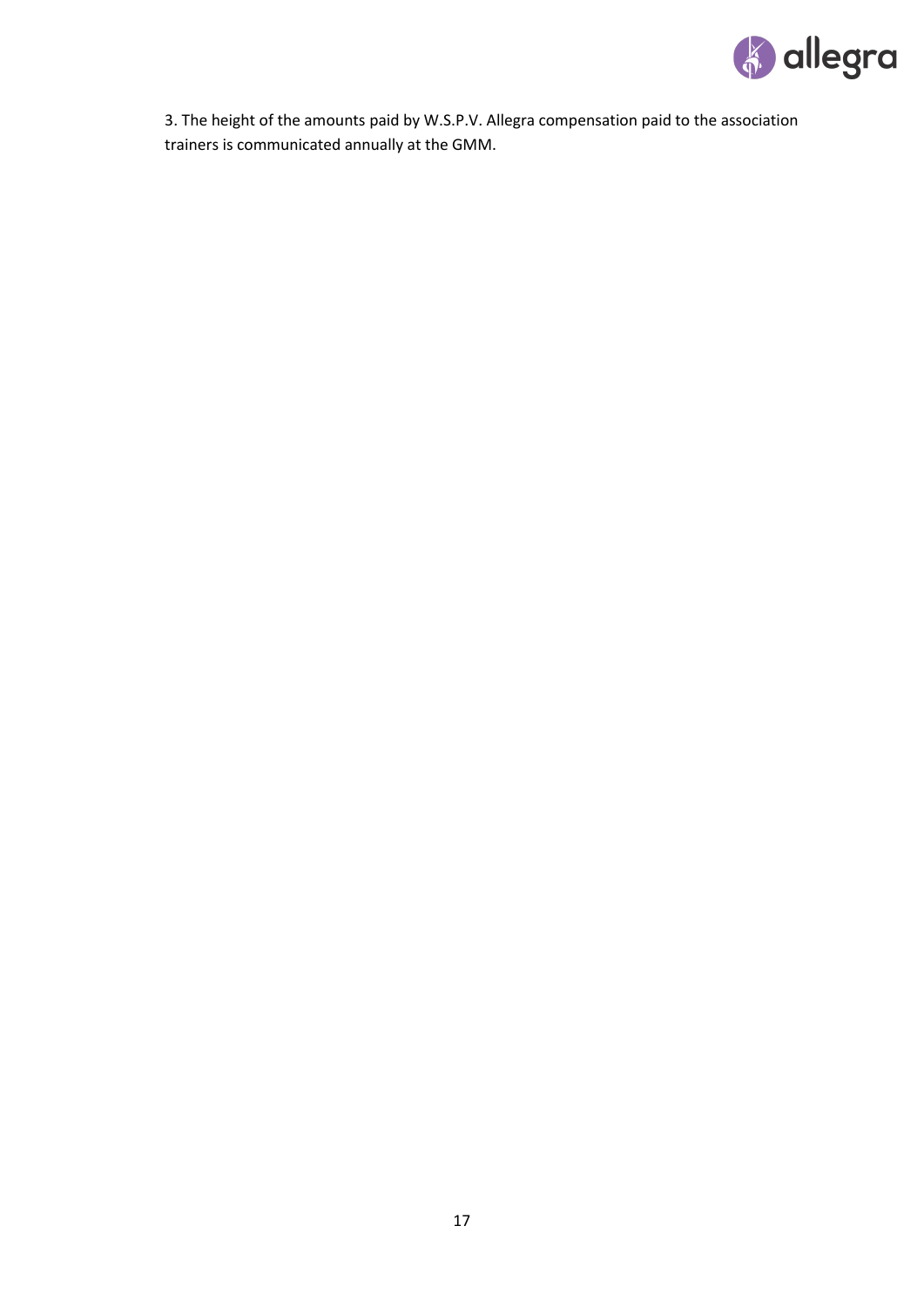3. The height of the amounts paid by W.S.P.V. Allegra compensation paid to the association trainers is communicated annually at the GMM.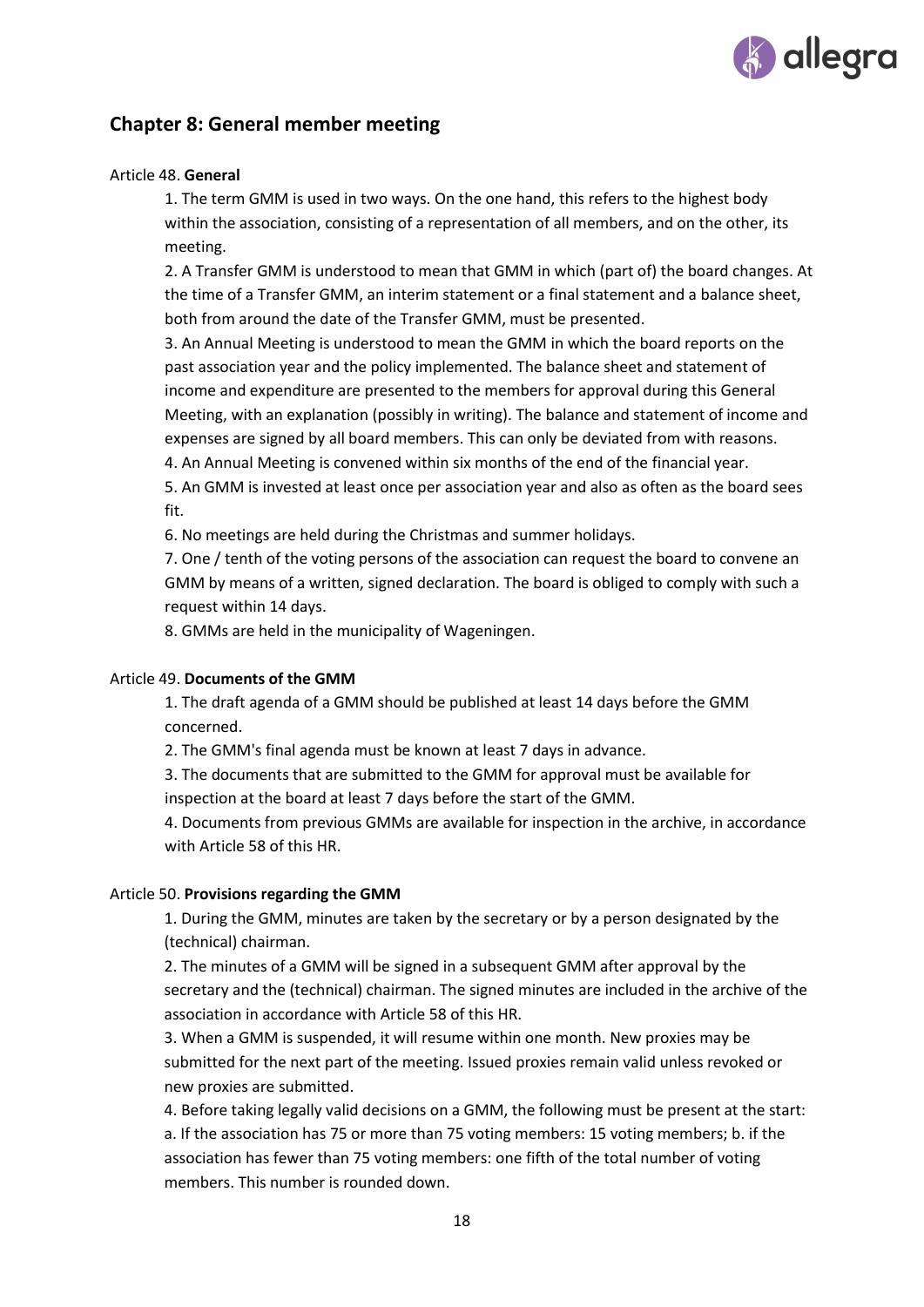## Chapter 8: General member meeting

Article 48. **General**

1. The term GMM is used in two ways. On the one hand, this refers to the highest body within the association, consisting of a representation of all members, and on the other, its meeting.
2. A Transfer GMM is understood to mean that GMM in which (part of) the board changes. At the time of a Transfer GMM, an interim statement or a final statement and a balance sheet, both from around the date of the Transfer GMM, must be presented.
3. An Annual Meeting is understood to mean the GMM in which the board reports on the past association year and the policy implemented. The balance sheet and statement of income and expenditure are presented to the members for approval during this General Meeting, with an explanation (possibly in writing). The balance and statement of income and expenses are signed by all board members. This can only be deviated from with reasons.
4. An Annual Meeting is convened within six months of the end of the financial year.
5. An GMM is invested at least once per association year and also as often as the board sees fit.
6. No meetings are held during the Christmas and summer holidays.
7. One / tenth of the voting persons of the association can request the board to convene an GMM by means of a written, signed declaration. The board is obliged to comply with such a request within 14 days.
8. GMMs are held in the municipality of Wageningen.

Article 49. **Documents of the GMM**

1. The draft agenda of a GMM should be published at least 14 days before the GMM concerned.
2. The GMM's final agenda must be known at least 7 days in advance.
3. The documents that are submitted to the GMM for approval must be available for inspection at the board at least 7 days before the start of the GMM.
4. Documents from previous GMMs are available for inspection in the archive, in accordance with Article 58 of this HR.

Article 50. **Provisions regarding the GMM**

1. During the GMM, minutes are taken by the secretary or by a person designated by the (technical) chairman.
2. The minutes of a GMM will be signed in a subsequent GMM after approval by the secretary and the (technical) chairman. The signed minutes are included in the archive of the association in accordance with Article 58 of this HR.
3. When a GMM is suspended, it will resume within one month. New proxies may be submitted for the next part of the meeting. Issued proxies remain valid unless revoked or new proxies are submitted.
4. Before taking legally valid decisions on a GMM, the following must be present at the start: a. If the association has 75 or more than 75 voting members: 15 voting members; b. if the association has fewer than 75 voting members: one fifth of the total number of voting members. This number is rounded down.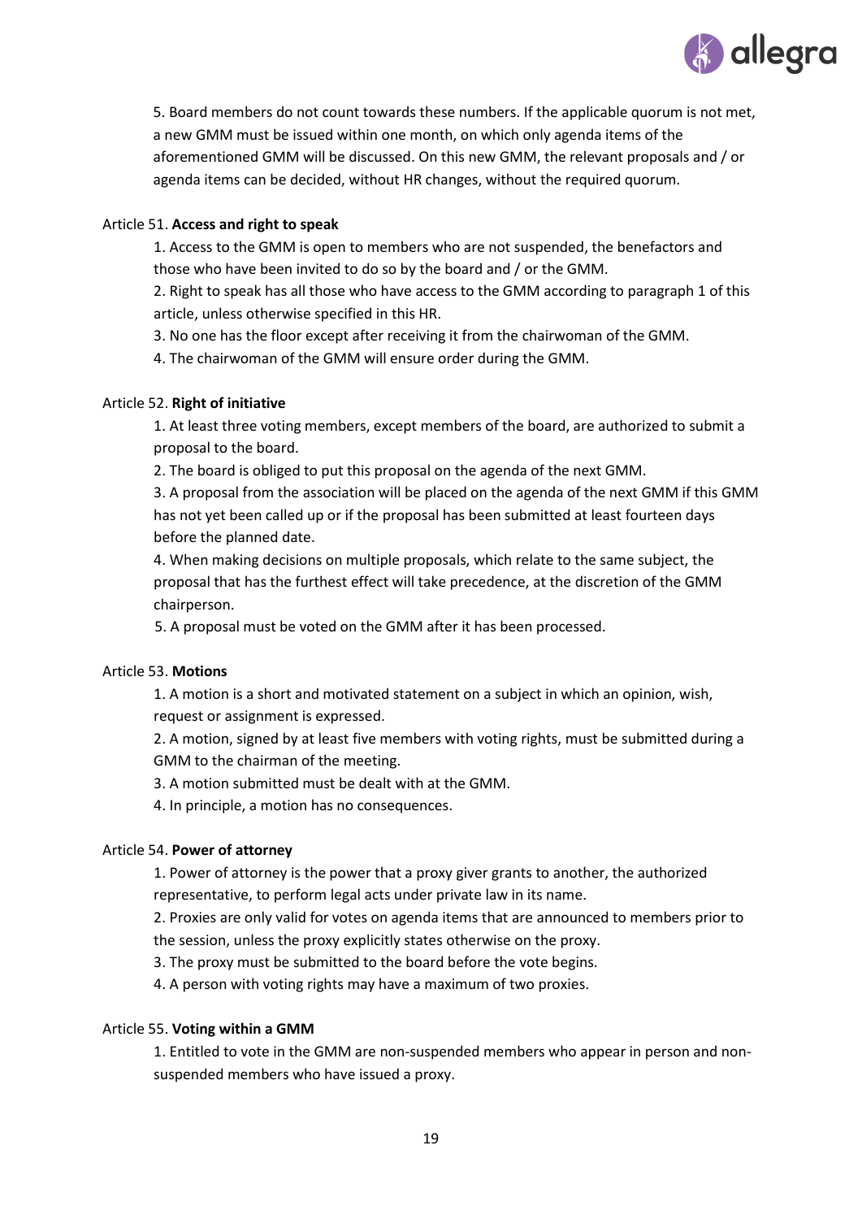5. Board members do not count towards these numbers. If the applicable quorum is not met, a new GMM must be issued within one month, on which only agenda items of the aforementioned GMM will be discussed. On this new GMM, the relevant proposals and / or agenda items can be decided, without HR changes, without the required quorum.

Article 51. **Access and right to speak**

1. Access to the GMM is open to members who are not suspended, the benefactors and those who have been invited to do so by the board and / or the GMM.
2. Right to speak has all those who have access to the GMM according to paragraph 1 of this article, unless otherwise specified in this HR.
3. No one has the floor except after receiving it from the chairwoman of the GMM.
4. The chairwoman of the GMM will ensure order during the GMM.

Article 52. **Right of initiative**

1. At least three voting members, except members of the board, are authorized to submit a proposal to the board.
2. The board is obliged to put this proposal on the agenda of the next GMM.
3. A proposal from the association will be placed on the agenda of the next GMM if this GMM has not yet been called up or if the proposal has been submitted at least fourteen days before the planned date.
4. When making decisions on multiple proposals, which relate to the same subject, the proposal that has the furthest effect will take precedence, at the discretion of the GMM chairperson.
5. A proposal must be voted on the GMM after it has been processed.

Article 53. **Motions**

1. A motion is a short and motivated statement on a subject in which an opinion, wish, request or assignment is expressed.
2. A motion, signed by at least five members with voting rights, must be submitted during a GMM to the chairman of the meeting.
3. A motion submitted must be dealt with at the GMM.
4. In principle, a motion has no consequences.

Article 54. **Power of attorney**

1. Power of attorney is the power that a proxy giver grants to another, the authorized representative, to perform legal acts under private law in its name.
2. Proxies are only valid for votes on agenda items that are announced to members prior to the session, unless the proxy explicitly states otherwise on the proxy.
3. The proxy must be submitted to the board before the vote begins.
4. A person with voting rights may have a maximum of two proxies.

Article 55. **Voting within a GMM**

1. Entitled to vote in the GMM are non-suspended members who appear in person and non-suspended members who have issued a proxy.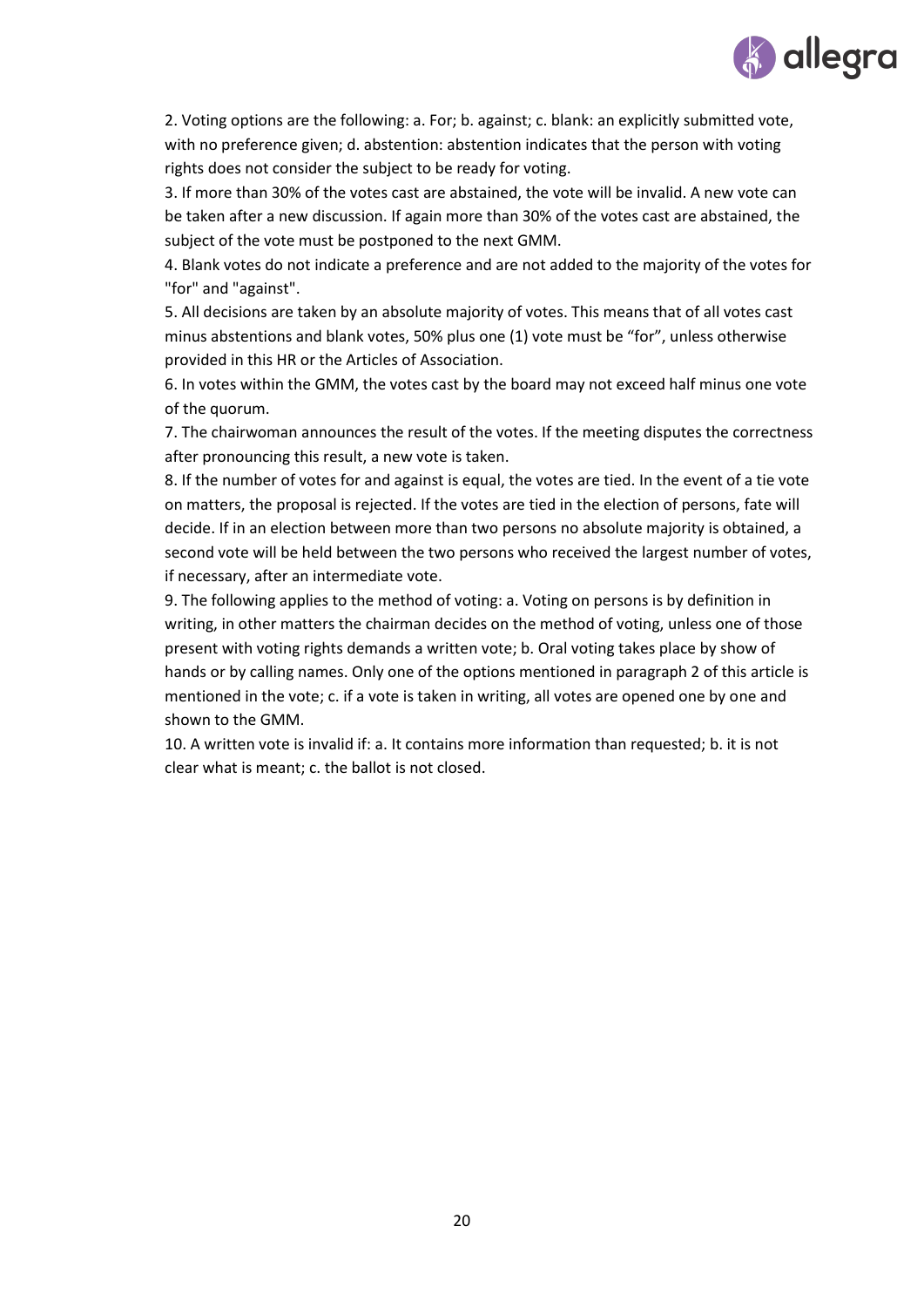2. Voting options are the following: a. For; b. against; c. blank: an explicitly submitted vote, with no preference given; d. abstention: abstention indicates that the person with voting rights does not consider the subject to be ready for voting.

3. If more than 30% of the votes cast are abstained, the vote will be invalid. A new vote can be taken after a new discussion. If again more than 30% of the votes cast are abstained, the subject of the vote must be postponed to the next GMM.

4. Blank votes do not indicate a preference and are not added to the majority of the votes for "for" and "against".

5. All decisions are taken by an absolute majority of votes. This means that of all votes cast minus abstentions and blank votes, 50% plus one (1) vote must be "for", unless otherwise provided in this HR or the Articles of Association.

6. In votes within the GMM, the votes cast by the board may not exceed half minus one vote of the quorum.

7. The chairwoman announces the result of the votes. If the meeting disputes the correctness after pronouncing this result, a new vote is taken.

8. If the number of votes for and against is equal, the votes are tied. In the event of a tie vote on matters, the proposal is rejected. If the votes are tied in the election of persons, fate will decide. If in an election between more than two persons no absolute majority is obtained, a second vote will be held between the two persons who received the largest number of votes, if necessary, after an intermediate vote.

9. The following applies to the method of voting: a. Voting on persons is by definition in writing, in other matters the chairman decides on the method of voting, unless one of those present with voting rights demands a written vote; b. Oral voting takes place by show of hands or by calling names. Only one of the options mentioned in paragraph 2 of this article is mentioned in the vote; c. if a vote is taken in writing, all votes are opened one by one and shown to the GMM.

10. A written vote is invalid if: a. It contains more information than requested; b. it is not clear what is meant; c. the ballot is not closed.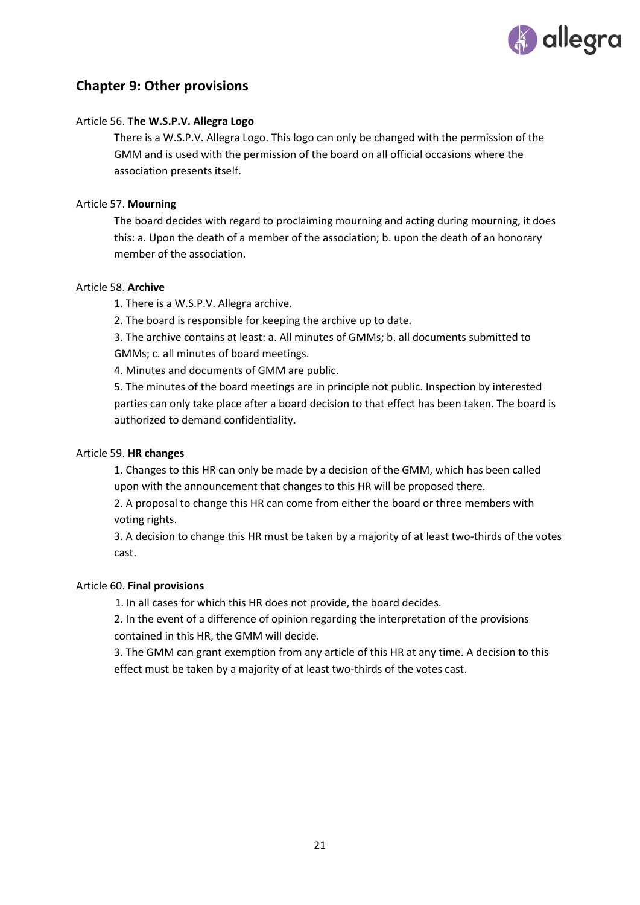## Chapter 9: Other provisions

Article 56. **The W.S.P.V. Allegra Logo**

There is a W.S.P.V. Allegra Logo. This logo can only be changed with the permission of the GMM and is used with the permission of the board on all official occasions where the association presents itself.

Article 57. **Mourning**

The board decides with regard to proclaiming mourning and acting during mourning, it does this: a. Upon the death of a member of the association; b. upon the death of an honorary member of the association.

Article 58. **Archive**

1. There is a W.S.P.V. Allegra archive.
2. The board is responsible for keeping the archive up to date.
3. The archive contains at least: a. All minutes of GMMs; b. all documents submitted to GMMs; c. all minutes of board meetings.
4. Minutes and documents of GMM are public.
5. The minutes of the board meetings are in principle not public. Inspection by interested parties can only take place after a board decision to that effect has been taken. The board is authorized to demand confidentiality.

Article 59. **HR changes**

1. Changes to this HR can only be made by a decision of the GMM, which has been called upon with the announcement that changes to this HR will be proposed there.
2. A proposal to change this HR can come from either the board or three members with voting rights.
3. A decision to change this HR must be taken by a majority of at least two-thirds of the votes cast.

Article 60. **Final provisions**

1. In all cases for which this HR does not provide, the board decides.
2. In the event of a difference of opinion regarding the interpretation of the provisions contained in this HR, the GMM will decide.
3. The GMM can grant exemption from any article of this HR at any time. A decision to this effect must be taken by a majority of at least two-thirds of the votes cast.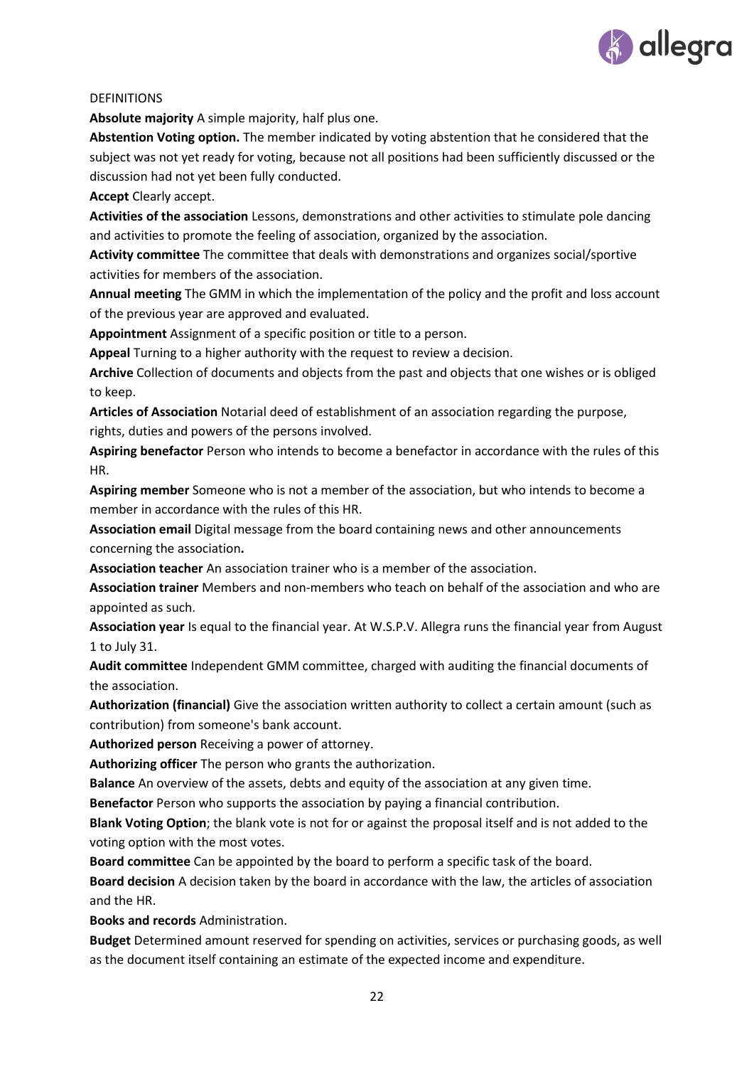DEFINITIONS

**Absolute majority** A simple majority, half plus one.

**Abstention Voting option.** The member indicated by voting abstention that he considered that the subject was not yet ready for voting, because not all positions had been sufficiently discussed or the discussion had not yet been fully conducted.

**Accept** Clearly accept.

**Activities of the association** Lessons, demonstrations and other activities to stimulate pole dancing and activities to promote the feeling of association, organized by the association.

**Activity committee** The committee that deals with demonstrations and organizes social/sportive activities for members of the association.

**Annual meeting** The GMM in which the implementation of the policy and the profit and loss account of the previous year are approved and evaluated.

**Appointment** Assignment of a specific position or title to a person.

**Appeal** Turning to a higher authority with the request to review a decision.

**Archive** Collection of documents and objects from the past and objects that one wishes or is obliged to keep.

**Articles of Association** Notarial deed of establishment of an association regarding the purpose, rights, duties and powers of the persons involved.

**Aspiring benefactor** Person who intends to become a benefactor in accordance with the rules of this HR.

**Aspiring member** Someone who is not a member of the association, but who intends to become a member in accordance with the rules of this HR.

**Association email** Digital message from the board containing news and other announcements concerning the association**.**

**Association teacher** An association trainer who is a member of the association.

**Association trainer** Members and non-members who teach on behalf of the association and who are appointed as such.

**Association year** Is equal to the financial year. At W.S.P.V. Allegra runs the financial year from August 1 to July 31.

**Audit committee** Independent GMM committee, charged with auditing the financial documents of the association.

**Authorization (financial)** Give the association written authority to collect a certain amount (such as contribution) from someone's bank account.

**Authorized person** Receiving a power of attorney.

**Authorizing officer** The person who grants the authorization.

**Balance** An overview of the assets, debts and equity of the association at any given time.

**Benefactor** Person who supports the association by paying a financial contribution.

**Blank Voting Option**; the blank vote is not for or against the proposal itself and is not added to the voting option with the most votes.

**Board committee** Can be appointed by the board to perform a specific task of the board.

**Board decision** A decision taken by the board in accordance with the law, the articles of association and the HR.

**Books and records** Administration.

**Budget** Determined amount reserved for spending on activities, services or purchasing goods, as well as the document itself containing an estimate of the expected income and expenditure.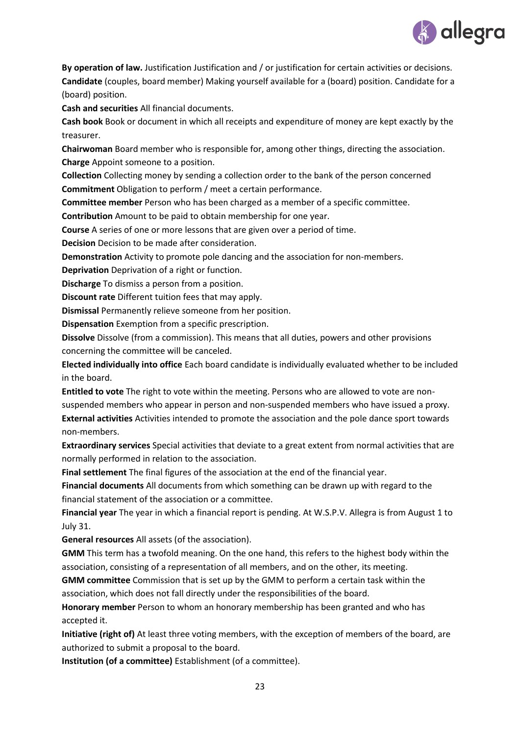**By operation of law.** Justification Justification and / or justification for certain activities or decisions.
**Candidate** (couples, board member) Making yourself available for a (board) position. Candidate for a (board) position.

**Cash and securities** All financial documents.

**Cash book** Book or document in which all receipts and expenditure of money are kept exactly by the treasurer.

**Chairwoman** Board member who is responsible for, among other things, directing the association.

**Charge** Appoint someone to a position.

**Collection** Collecting money by sending a collection order to the bank of the person concerned

**Commitment** Obligation to perform / meet a certain performance.

**Committee member** Person who has been charged as a member of a specific committee.

**Contribution** Amount to be paid to obtain membership for one year.

**Course** A series of one or more lessons that are given over a period of time.

**Decision** Decision to be made after consideration.

**Demonstration** Activity to promote pole dancing and the association for non-members.

**Deprivation** Deprivation of a right or function.

**Discharge** To dismiss a person from a position.

**Discount rate** Different tuition fees that may apply.

**Dismissal** Permanently relieve someone from her position.

**Dispensation** Exemption from a specific prescription.

**Dissolve** Dissolve (from a commission). This means that all duties, powers and other provisions concerning the committee will be canceled.

**Elected individually into office** Each board candidate is individually evaluated whether to be included in the board.

**Entitled to vote** The right to vote within the meeting. Persons who are allowed to vote are non-suspended members who appear in person and non-suspended members who have issued a proxy.

**External activities** Activities intended to promote the association and the pole dance sport towards non-members.

**Extraordinary services** Special activities that deviate to a great extent from normal activities that are normally performed in relation to the association.

**Final settlement** The final figures of the association at the end of the financial year.

**Financial documents** All documents from which something can be drawn up with regard to the financial statement of the association or a committee.

**Financial year** The year in which a financial report is pending. At W.S.P.V. Allegra is from August 1 to July 31.

**General resources** All assets (of the association).

**GMM** This term has a twofold meaning. On the one hand, this refers to the highest body within the association, consisting of a representation of all members, and on the other, its meeting.

**GMM committee** Commission that is set up by the GMM to perform a certain task within the association, which does not fall directly under the responsibilities of the board.

**Honorary member** Person to whom an honorary membership has been granted and who has accepted it.

**Initiative (right of)** At least three voting members, with the exception of members of the board, are authorized to submit a proposal to the board.

**Institution (of a committee)** Establishment (of a committee).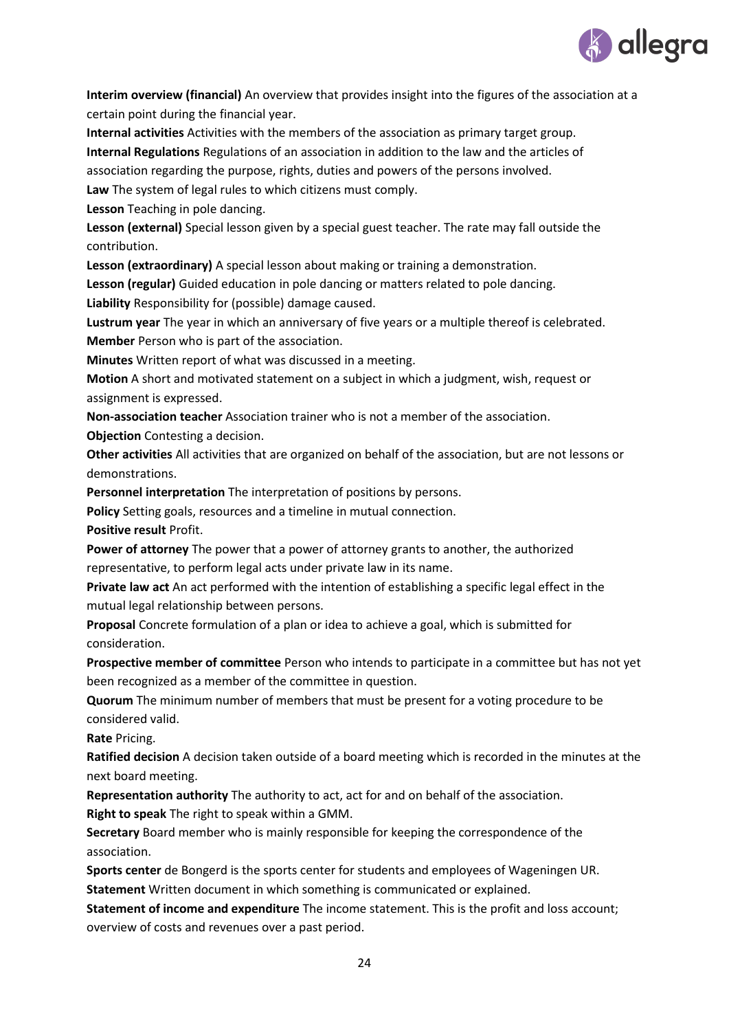**Interim overview (financial)** An overview that provides insight into the figures of the association at a certain point during the financial year.

**Internal activities** Activities with the members of the association as primary target group.

**Internal Regulations** Regulations of an association in addition to the law and the articles of association regarding the purpose, rights, duties and powers of the persons involved.

**Law** The system of legal rules to which citizens must comply.

**Lesson** Teaching in pole dancing.

**Lesson (external)** Special lesson given by a special guest teacher. The rate may fall outside the contribution.

**Lesson (extraordinary)** A special lesson about making or training a demonstration.

**Lesson (regular)** Guided education in pole dancing or matters related to pole dancing.

**Liability** Responsibility for (possible) damage caused.

**Lustrum year** The year in which an anniversary of five years or a multiple thereof is celebrated.

**Member** Person who is part of the association.

**Minutes** Written report of what was discussed in a meeting.

**Motion** A short and motivated statement on a subject in which a judgment, wish, request or assignment is expressed.

**Non-association teacher** Association trainer who is not a member of the association.

**Objection** Contesting a decision.

**Other activities** All activities that are organized on behalf of the association, but are not lessons or demonstrations.

**Personnel interpretation** The interpretation of positions by persons.

**Policy** Setting goals, resources and a timeline in mutual connection.

**Positive result** Profit.

**Power of attorney** The power that a power of attorney grants to another, the authorized representative, to perform legal acts under private law in its name.

**Private law act** An act performed with the intention of establishing a specific legal effect in the mutual legal relationship between persons.

**Proposal** Concrete formulation of a plan or idea to achieve a goal, which is submitted for consideration.

**Prospective member of committee** Person who intends to participate in a committee but has not yet been recognized as a member of the committee in question.

**Quorum** The minimum number of members that must be present for a voting procedure to be considered valid.

**Rate** Pricing.

**Ratified decision** A decision taken outside of a board meeting which is recorded in the minutes at the next board meeting.

**Representation authority** The authority to act, act for and on behalf of the association.

**Right to speak** The right to speak within a GMM.

**Secretary** Board member who is mainly responsible for keeping the correspondence of the association.

**Sports center** de Bongerd is the sports center for students and employees of Wageningen UR.

**Statement** Written document in which something is communicated or explained.

**Statement of income and expenditure** The income statement. This is the profit and loss account; overview of costs and revenues over a past period.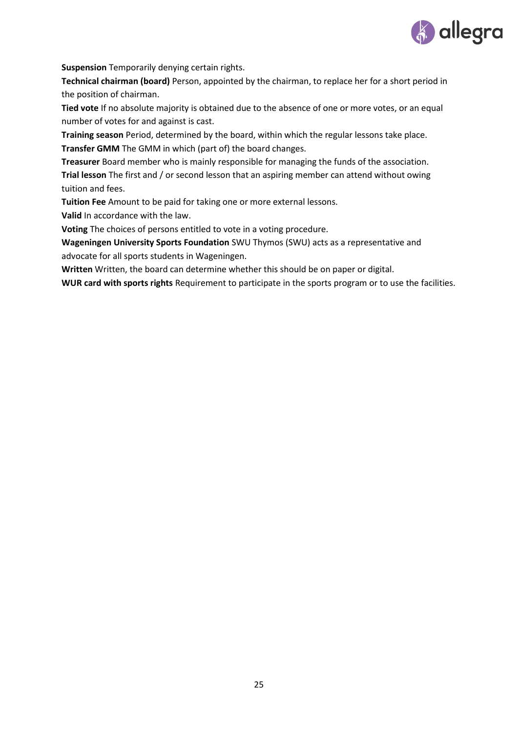**Suspension** Temporarily denying certain rights.

**Technical chairman (board)** Person, appointed by the chairman, to replace her for a short period in the position of chairman.

**Tied vote** If no absolute majority is obtained due to the absence of one or more votes, or an equal number of votes for and against is cast.

**Training season** Period, determined by the board, within which the regular lessons take place.

**Transfer GMM** The GMM in which (part of) the board changes.

**Treasurer** Board member who is mainly responsible for managing the funds of the association.

**Trial lesson** The first and / or second lesson that an aspiring member can attend without owing tuition and fees.

**Tuition Fee** Amount to be paid for taking one or more external lessons.

**Valid** In accordance with the law.

**Voting** The choices of persons entitled to vote in a voting procedure.

**Wageningen University Sports Foundation** SWU Thymos (SWU) acts as a representative and advocate for all sports students in Wageningen.

**Written** Written, the board can determine whether this should be on paper or digital.

**WUR card with sports rights** Requirement to participate in the sports program or to use the facilities.